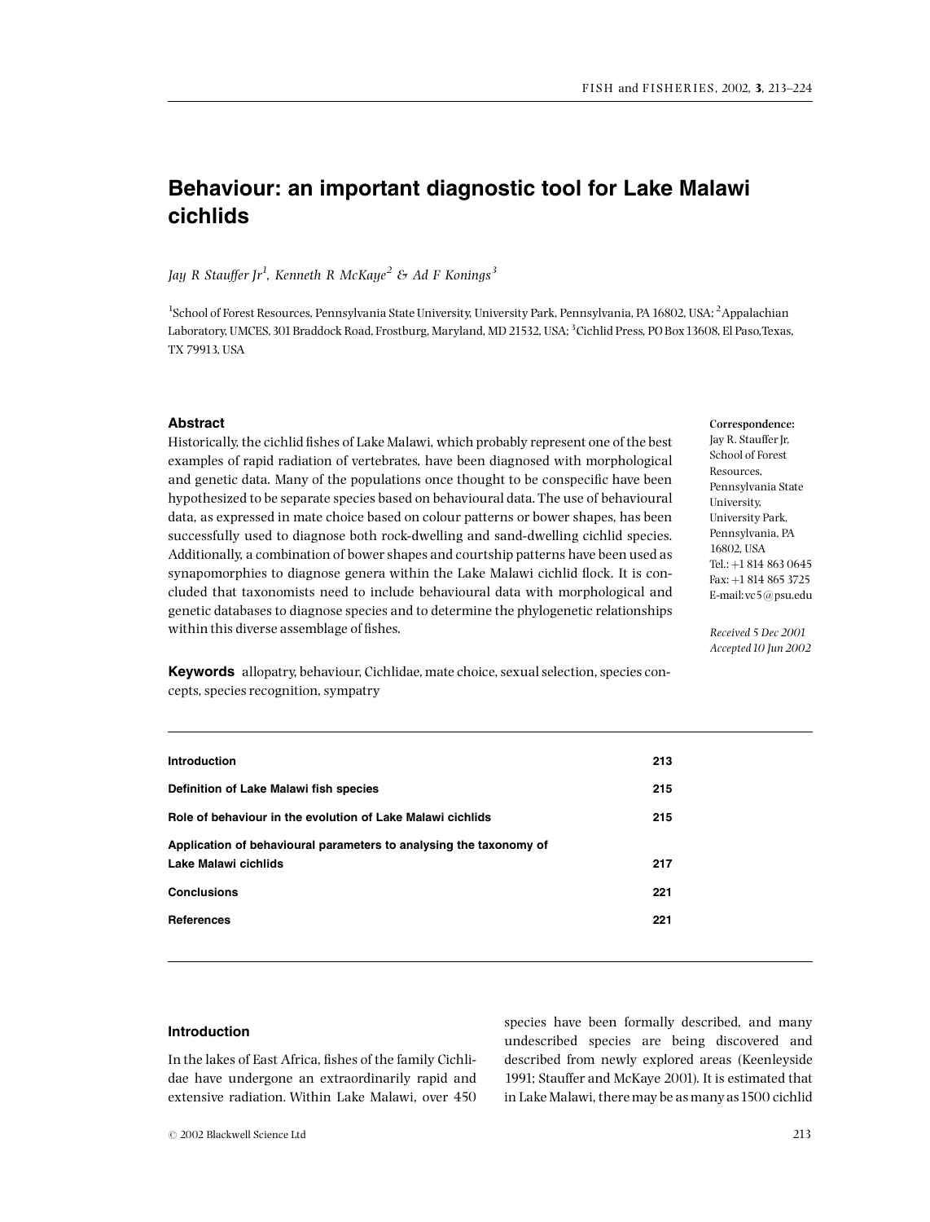# Behaviour: an important diagnostic tool for Lake Malawi cichlids

*Jay R Stauffer Jr[1], Kenneth R McKaye[2] & Ad F Konings[3]*

[1]School of Forest Resources, Pennsylvania State University, University Park, Pennsylvania, PA 16802, USA; [2]Appalachian Laboratory, UMCES, 301 Braddock Road, Frostburg, Maryland, MD 21532, USA; [3]Cichlid Press, PO Box 13608, El Paso, Texas, TX 79913, USA

**Correspondence:**
Jay R. Stauffer Jr, School of Forest Resources, Pennsylvania State University, University Park, Pennsylvania, PA 16802, USA
Tel.: +1 814 863 0645
Fax: +1 814 865 3725
E-mail: vc5@psu.edu

*Received 5 Dec 2001*
*Accepted 10 Jun 2002*

## Abstract

Historically, the cichlid fishes of Lake Malawi, which probably represent one of the best examples of rapid radiation of vertebrates, have been diagnosed with morphological and genetic data. Many of the populations once thought to be conspecific have been hypothesized to be separate species based on behavioural data. The use of behavioural data, as expressed in mate choice based on colour patterns or bower shapes, has been successfully used to diagnose both rock-dwelling and sand-dwelling cichlid species. Additionally, a combination of bower shapes and courtship patterns have been used as synapomorphies to diagnose genera within the Lake Malawi cichlid flock. It is concluded that taxonomists need to include behavioural data with morphological and genetic databases to diagnose species and to determine the phylogenetic relationships within this diverse assemblage of fishes.

**Keywords** allopatry, behaviour, Cichlidae, mate choice, sexual selection, species concepts, species recognition, sympatry

| | |
|---|---|
| **Introduction** | **213** |
| **Definition of Lake Malawi fish species** | **215** |
| **Role of behaviour in the evolution of Lake Malawi cichlids** | **215** |
| **Application of behavioural parameters to analysing the taxonomy of Lake Malawi cichlids** | **217** |
| **Conclusions** | **221** |
| **References** | **221** |

## Introduction

In the lakes of East Africa, fishes of the family Cichlidae have undergone an extraordinarily rapid and extensive radiation. Within Lake Malawi, over 450 species have been formally described, and many undescribed species are being discovered and described from newly explored areas (Keenleyside 1991; Stauffer and McKaye 2001). It is estimated that in Lake Malawi, there may be as many as 1500 cichlid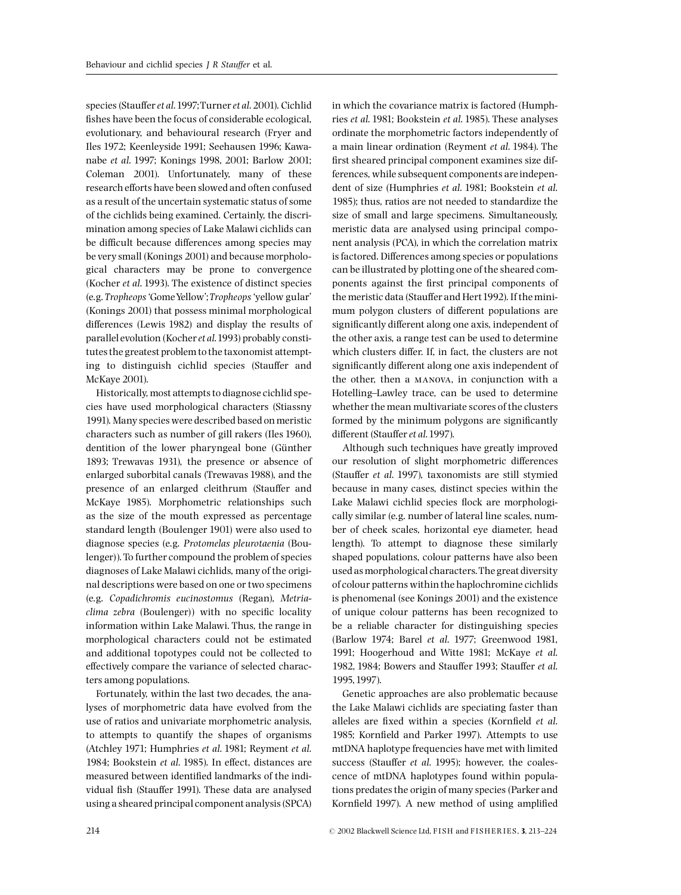species (Stauffer *et al.* 1997; Turner *et al.* 2001). Cichlid fishes have been the focus of considerable ecological, evolutionary, and behavioural research (Fryer and Iles 1972; Keenleyside 1991; Seehausen 1996; Kawanabe *et al.* 1997; Konings 1998, 2001; Barlow 2001; Coleman 2001). Unfortunately, many of these research efforts have been slowed and often confused as a result of the uncertain systematic status of some of the cichlids being examined. Certainly, the discrimination among species of Lake Malawi cichlids can be difficult because differences among species may be very small (Konings 2001) and because morphological characters may be prone to convergence (Kocher *et al.* 1993). The existence of distinct species (e.g. *Tropheops* 'Gome Yellow'; *Tropheops* 'yellow gular' (Konings 2001) that possess minimal morphological differences (Lewis 1982) and display the results of parallel evolution (Kocher *et al.* 1993) probably constitutes the greatest problem to the taxonomist attempting to distinguish cichlid species (Stauffer and McKaye 2001).

Historically, most attempts to diagnose cichlid species have used morphological characters (Stiassny 1991). Many species were described based on meristic characters such as number of gill rakers (Iles 1960), dentition of the lower pharyngeal bone (Günther 1893; Trewavas 1931), the presence or absence of enlarged suborbital canals (Trewavas 1988), and the presence of an enlarged cleithrum (Stauffer and McKaye 1985). Morphometric relationships such as the size of the mouth expressed as percentage standard length (Boulenger 1901) were also used to diagnose species (e.g. *Protomelas pleurotaenia* (Boulenger)). To further compound the problem of species diagnoses of Lake Malawi cichlids, many of the original descriptions were based on one or two specimens (e.g. *Copadichromis eucinostomus* (Regan), *Metriaclima zebra* (Boulenger)) with no specific locality information within Lake Malawi. Thus, the range in morphological characters could not be estimated and additional topotypes could not be collected to effectively compare the variance of selected characters among populations.

Fortunately, within the last two decades, the analyses of morphometric data have evolved from the use of ratios and univariate morphometric analysis, to attempts to quantify the shapes of organisms (Atchley 1971; Humphries *et al.* 1981; Reyment *et al.* 1984; Bookstein *et al.* 1985). In effect, distances are measured between identified landmarks of the individual fish (Stauffer 1991). These data are analysed using a sheared principal component analysis (SPCA) in which the covariance matrix is factored (Humphries *et al.* 1981; Bookstein *et al.* 1985). These analyses ordinate the morphometric factors independently of a main linear ordination (Reyment *et al.* 1984). The first sheared principal component examines size differences, while subsequent components are independent of size (Humphries *et al.* 1981; Bookstein *et al.* 1985); thus, ratios are not needed to standardize the size of small and large specimens. Simultaneously, meristic data are analysed using principal component analysis (PCA), in which the correlation matrix is factored. Differences among species or populations can be illustrated by plotting one of the sheared components against the first principal components of the meristic data (Stauffer and Hert 1992). If the minimum polygon clusters of different populations are significantly different along one axis, independent of the other axis, a range test can be used to determine which clusters differ. If, in fact, the clusters are not significantly different along one axis independent of the other, then a MANOVA, in conjunction with a Hotelling–Lawley trace, can be used to determine whether the mean multivariate scores of the clusters formed by the minimum polygons are significantly different (Stauffer *et al.* 1997).

Although such techniques have greatly improved our resolution of slight morphometric differences (Stauffer *et al.* 1997), taxonomists are still stymied because in many cases, distinct species within the Lake Malawi cichlid species flock are morphologically similar (e.g. number of lateral line scales, number of cheek scales, horizontal eye diameter, head length). To attempt to diagnose these similarly shaped populations, colour patterns have also been used as morphological characters. The great diversity of colour patterns within the haplochromine cichlids is phenomenal (see Konings 2001) and the existence of unique colour patterns has been recognized to be a reliable character for distinguishing species (Barlow 1974; Barel *et al.* 1977; Greenwood 1981, 1991; Hoogerhoud and Witte 1981; McKaye *et al.* 1982, 1984; Bowers and Stauffer 1993; Stauffer *et al.* 1995, 1997).

Genetic approaches are also problematic because the Lake Malawi cichlids are speciating faster than alleles are fixed within a species (Kornfield *et al.* 1985; Kornfield and Parker 1997). Attempts to use mtDNA haplotype frequencies have met with limited success (Stauffer *et al.* 1995); however, the coalescence of mtDNA haplotypes found within populations predates the origin of many species (Parker and Kornfield 1997). A new method of using amplified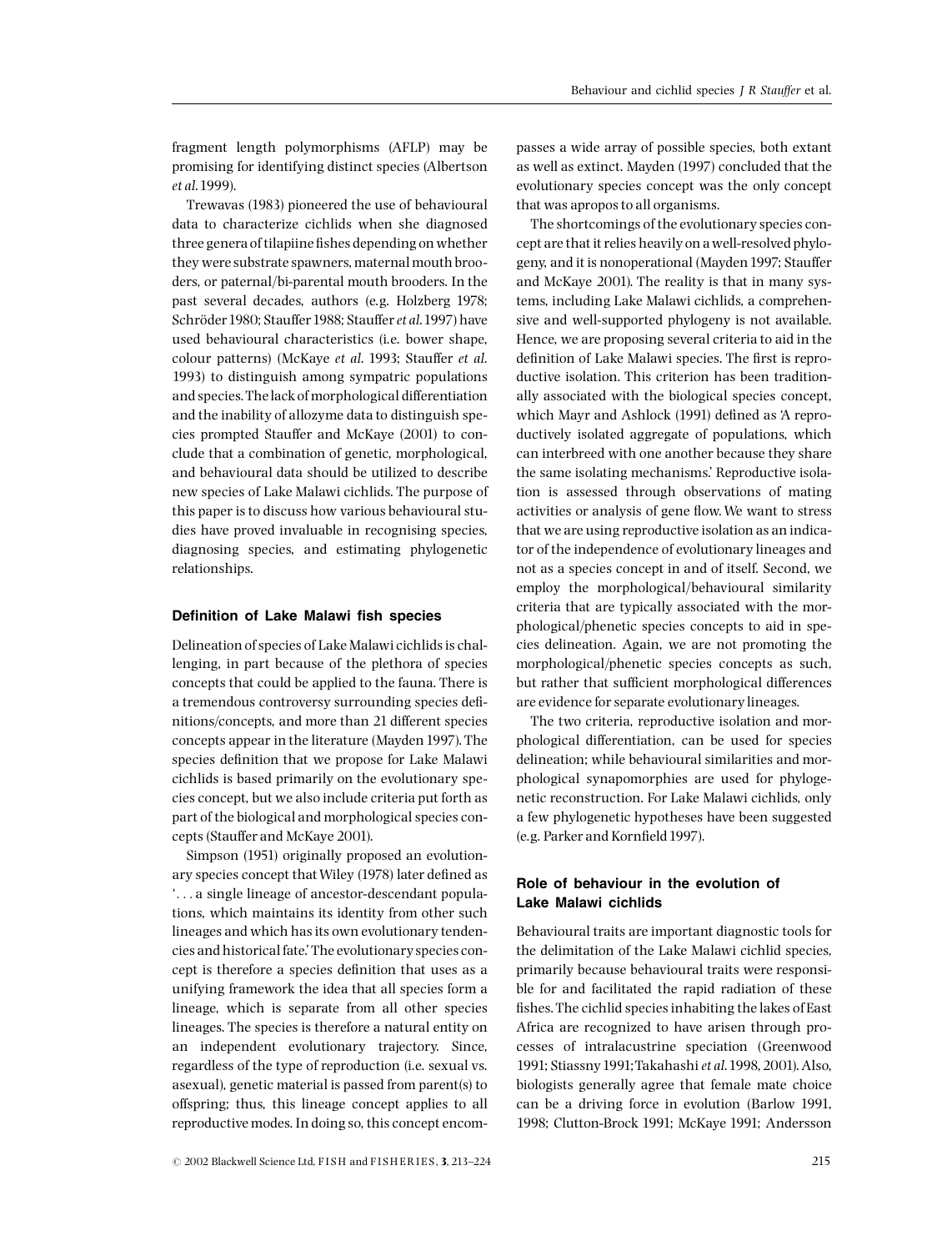fragment length polymorphisms (AFLP) may be promising for identifying distinct species (Albertson *et al.* 1999).

Trewavas (1983) pioneered the use of behavioural data to characterize cichlids when she diagnosed three genera of tilapiine fishes depending on whether they were substrate spawners, maternal mouth brooders, or paternal/bi-parental mouth brooders. In the past several decades, authors (e.g. Holzberg 1978; Schröder 1980; Stauffer 1988; Stauffer *et al.* 1997) have used behavioural characteristics (i.e. bower shape, colour patterns) (McKaye *et al.* 1993; Stauffer *et al.* 1993) to distinguish among sympatric populations and species. The lack of morphological differentiation and the inability of allozyme data to distinguish species prompted Stauffer and McKaye (2001) to conclude that a combination of genetic, morphological, and behavioural data should be utilized to describe new species of Lake Malawi cichlids. The purpose of this paper is to discuss how various behavioural studies have proved invaluable in recognising species, diagnosing species, and estimating phylogenetic relationships.

## Definition of Lake Malawi fish species

Delineation of species of Lake Malawi cichlids is challenging, in part because of the plethora of species concepts that could be applied to the fauna. There is a tremendous controversy surrounding species definitions/concepts, and more than 21 different species concepts appear in the literature (Mayden 1997). The species definition that we propose for Lake Malawi cichlids is based primarily on the evolutionary species concept, but we also include criteria put forth as part of the biological and morphological species concepts (Stauffer and McKaye 2001).

Simpson (1951) originally proposed an evolutionary species concept that Wiley (1978) later defined as '. . . a single lineage of ancestor-descendant populations, which maintains its identity from other such lineages and which has its own evolutionary tendencies and historical fate.' The evolutionary species concept is therefore a species definition that uses as a unifying framework the idea that all species form a lineage, which is separate from all other species lineages. The species is therefore a natural entity on an independent evolutionary trajectory. Since, regardless of the type of reproduction (i.e. sexual vs. asexual), genetic material is passed from parent(s) to offspring; thus, this lineage concept applies to all reproductive modes. In doing so, this concept encompasses a wide array of possible species, both extant as well as extinct. Mayden (1997) concluded that the evolutionary species concept was the only concept that was apropos to all organisms.

The shortcomings of the evolutionary species concept are that it relies heavily on a well-resolved phylogeny, and it is nonoperational (Mayden 1997; Stauffer and McKaye 2001). The reality is that in many systems, including Lake Malawi cichlids, a comprehensive and well-supported phylogeny is not available. Hence, we are proposing several criteria to aid in the definition of Lake Malawi species. The first is reproductive isolation. This criterion has been traditionally associated with the biological species concept, which Mayr and Ashlock (1991) defined as 'A reproductively isolated aggregate of populations, which can interbreed with one another because they share the same isolating mechanisms.' Reproductive isolation is assessed through observations of mating activities or analysis of gene flow. We want to stress that we are using reproductive isolation as an indicator of the independence of evolutionary lineages and not as a species concept in and of itself. Second, we employ the morphological/behavioural similarity criteria that are typically associated with the morphological/phenetic species concepts to aid in species delineation. Again, we are not promoting the morphological/phenetic species concepts as such, but rather that sufficient morphological differences are evidence for separate evolutionary lineages.

The two criteria, reproductive isolation and morphological differentiation, can be used for species delineation; while behavioural similarities and morphological synapomorphies are used for phylogenetic reconstruction. For Lake Malawi cichlids, only a few phylogenetic hypotheses have been suggested (e.g. Parker and Kornfield 1997).

## Role of behaviour in the evolution of Lake Malawi cichlids

Behavioural traits are important diagnostic tools for the delimitation of the Lake Malawi cichlid species, primarily because behavioural traits were responsible for and facilitated the rapid radiation of these fishes. The cichlid species inhabiting the lakes of East Africa are recognized to have arisen through processes of intralacustrine speciation (Greenwood 1991; Stiassny 1991; Takahashi *et al.* 1998, 2001). Also, biologists generally agree that female mate choice can be a driving force in evolution (Barlow 1991, 1998; Clutton-Brock 1991; McKaye 1991; Andersson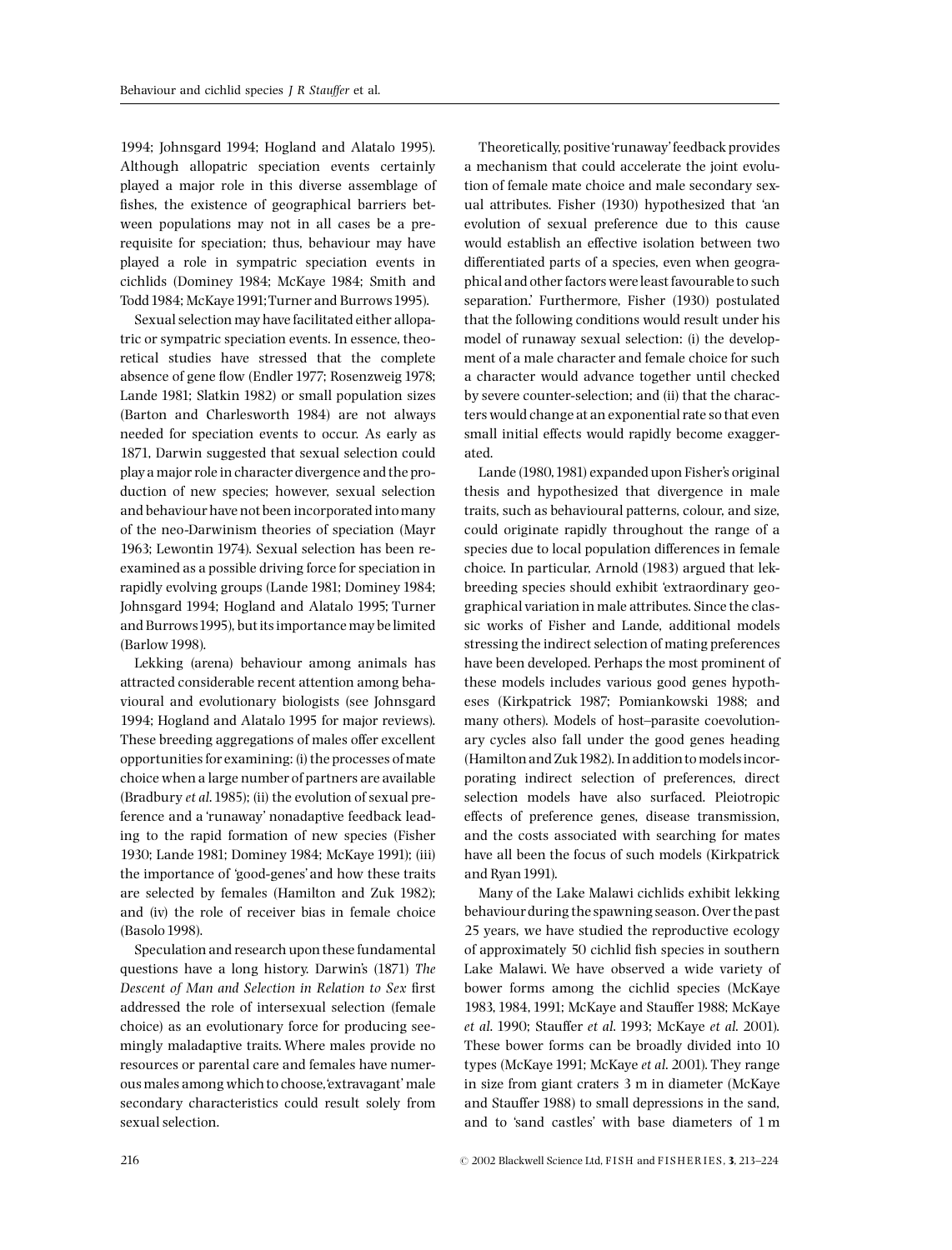1994; Johnsgard 1994; Hogland and Alatalo 1995). Although allopatric speciation events certainly played a major role in this diverse assemblage of fishes, the existence of geographical barriers between populations may not in all cases be a prerequisite for speciation; thus, behaviour may have played a role in sympatric speciation events in cichlids (Dominey 1984; McKaye 1984; Smith and Todd 1984; McKaye 1991; Turner and Burrows 1995).

Sexual selection may have facilitated either allopatric or sympatric speciation events. In essence, theoretical studies have stressed that the complete absence of gene flow (Endler 1977; Rosenzweig 1978; Lande 1981; Slatkin 1982) or small population sizes (Barton and Charlesworth 1984) are not always needed for speciation events to occur. As early as 1871, Darwin suggested that sexual selection could play a major role in character divergence and the production of new species; however, sexual selection and behaviour have not been incorporated into many of the neo-Darwinism theories of speciation (Mayr 1963; Lewontin 1974). Sexual selection has been re-examined as a possible driving force for speciation in rapidly evolving groups (Lande 1981; Dominey 1984; Johnsgard 1994; Hogland and Alatalo 1995; Turner and Burrows 1995), but its importance may be limited (Barlow 1998).

Lekking (arena) behaviour among animals has attracted considerable recent attention among behavioural and evolutionary biologists (see Johnsgard 1994; Hogland and Alatalo 1995 for major reviews). These breeding aggregations of males offer excellent opportunities for examining: (i) the processes of mate choice when a large number of partners are available (Bradbury *et al.* 1985); (ii) the evolution of sexual preference and a 'runaway' nonadaptive feedback leading to the rapid formation of new species (Fisher 1930; Lande 1981; Dominey 1984; McKaye 1991); (iii) the importance of 'good-genes' and how these traits are selected by females (Hamilton and Zuk 1982); and (iv) the role of receiver bias in female choice (Basolo 1998).

Speculation and research upon these fundamental questions have a long history. Darwin's (1871) *The Descent of Man and Selection in Relation to Sex* first addressed the role of intersexual selection (female choice) as an evolutionary force for producing seemingly maladaptive traits. Where males provide no resources or parental care and females have numerous males among which to choose, 'extravagant' male secondary characteristics could result solely from sexual selection.

Theoretically, positive 'runaway' feedback provides a mechanism that could accelerate the joint evolution of female mate choice and male secondary sexual attributes. Fisher (1930) hypothesized that 'an evolution of sexual preference due to this cause would establish an effective isolation between two differentiated parts of a species, even when geographical and other factors were least favourable to such separation.' Furthermore, Fisher (1930) postulated that the following conditions would result under his model of runaway sexual selection: (i) the development of a male character and female choice for such a character would advance together until checked by severe counter-selection; and (ii) that the characters would change at an exponential rate so that even small initial effects would rapidly become exaggerated.

Lande (1980, 1981) expanded upon Fisher's original thesis and hypothesized that divergence in male traits, such as behavioural patterns, colour, and size, could originate rapidly throughout the range of a species due to local population differences in female choice. In particular, Arnold (1983) argued that lek-breeding species should exhibit 'extraordinary geographical variation in male attributes. Since the classic works of Fisher and Lande, additional models stressing the indirect selection of mating preferences have been developed. Perhaps the most prominent of these models includes various good genes hypotheses (Kirkpatrick 1987; Pomiankowski 1988; and many others). Models of host–parasite coevolutionary cycles also fall under the good genes heading (Hamilton and Zuk 1982). In addition to models incorporating indirect selection of preferences, direct selection models have also surfaced. Pleiotropic effects of preference genes, disease transmission, and the costs associated with searching for mates have all been the focus of such models (Kirkpatrick and Ryan 1991).

Many of the Lake Malawi cichlids exhibit lekking behaviour during the spawning season. Over the past 25 years, we have studied the reproductive ecology of approximately 50 cichlid fish species in southern Lake Malawi. We have observed a wide variety of bower forms among the cichlid species (McKaye 1983, 1984, 1991; McKaye and Stauffer 1988; McKaye *et al.* 1990; Stauffer *et al.* 1993; McKaye *et al.* 2001). These bower forms can be broadly divided into 10 types (McKaye 1991; McKaye *et al.* 2001). They range in size from giant craters 3 m in diameter (McKaye and Stauffer 1988) to small depressions in the sand, and to 'sand castles' with base diameters of 1 m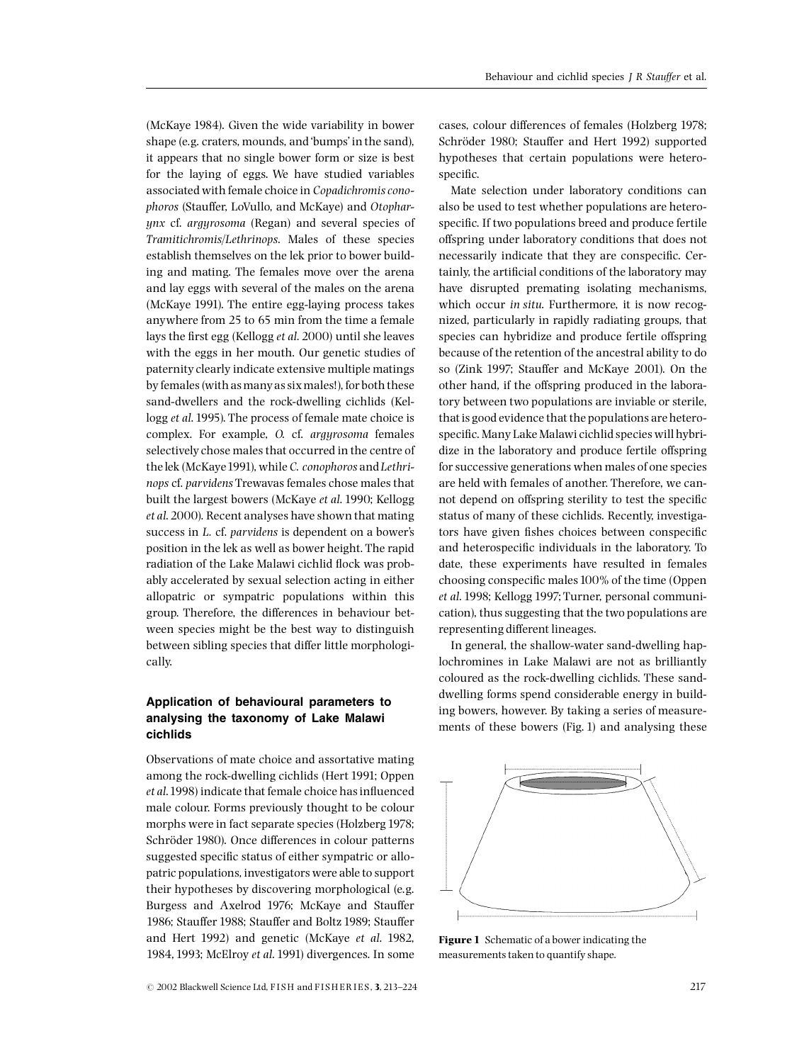(McKaye 1984). Given the wide variability in bower shape (e.g. craters, mounds, and 'bumps' in the sand), it appears that no single bower form or size is best for the laying of eggs. We have studied variables associated with female choice in *Copadichromis conophoros* (Stauffer, LoVullo, and McKaye) and *Otopharynx* cf. *argyrosoma* (Regan) and several species of *Tramitichromis/Lethrinops*. Males of these species establish themselves on the lek prior to bower building and mating. The females move over the arena and lay eggs with several of the males on the arena (McKaye 1991). The entire egg-laying process takes anywhere from 25 to 65 min from the time a female lays the first egg (Kellogg *et al*. 2000) until she leaves with the eggs in her mouth. Our genetic studies of paternity clearly indicate extensive multiple matings by females (with as many as six males!), for both these sand-dwellers and the rock-dwelling cichlids (Kellogg *et al*. 1995). The process of female mate choice is complex. For example, *O.* cf. *argyrosoma* females selectively chose males that occurred in the centre of the lek (McKaye 1991), while *C. conophoros* and *Lethrinops* cf. *parvidens* Trewavas females chose males that built the largest bowers (McKaye *et al*. 1990; Kellogg *et al*. 2000). Recent analyses have shown that mating success in *L.* cf. *parvidens* is dependent on a bower's position in the lek as well as bower height. The rapid radiation of the Lake Malawi cichlid flock was probably accelerated by sexual selection acting in either allopatric or sympatric populations within this group. Therefore, the differences in behaviour between species might be the best way to distinguish between sibling species that differ little morphologically.

## Application of behavioural parameters to analysing the taxonomy of Lake Malawi cichlids

Observations of mate choice and assortative mating among the rock-dwelling cichlids (Hert 1991; Oppen *et al*. 1998) indicate that female choice has influenced male colour. Forms previously thought to be colour morphs were in fact separate species (Holzberg 1978; Schröder 1980). Once differences in colour patterns suggested specific status of either sympatric or allopatric populations, investigators were able to support their hypotheses by discovering morphological (e.g. Burgess and Axelrod 1976; McKaye and Stauffer 1986; Stauffer 1988; Stauffer and Boltz 1989; Stauffer and Hert 1992) and genetic (McKaye *et al*. 1982, 1984, 1993; McElroy *et al*. 1991) divergences. In some cases, colour differences of females (Holzberg 1978; Schröder 1980; Stauffer and Hert 1992) supported hypotheses that certain populations were heterospecific.

Mate selection under laboratory conditions can also be used to test whether populations are heterospecific. If two populations breed and produce fertile offspring under laboratory conditions that does not necessarily indicate that they are conspecific. Certainly, the artificial conditions of the laboratory may have disrupted premating isolating mechanisms, which occur *in situ*. Furthermore, it is now recognized, particularly in rapidly radiating groups, that species can hybridize and produce fertile offspring because of the retention of the ancestral ability to do so (Zink 1997; Stauffer and McKaye 2001). On the other hand, if the offspring produced in the laboratory between two populations are inviable or sterile, that is good evidence that the populations are heterospecific. Many Lake Malawi cichlid species will hybridize in the laboratory and produce fertile offspring for successive generations when males of one species are held with females of another. Therefore, we cannot depend on offspring sterility to test the specific status of many of these cichlids. Recently, investigators have given fishes choices between conspecific and heterospecific individuals in the laboratory. To date, these experiments have resulted in females choosing conspecific males 100% of the time (Oppen *et al*. 1998; Kellogg 1997; Turner, personal communication), thus suggesting that the two populations are representing different lineages.

In general, the shallow-water sand-dwelling haplochromines in Lake Malawi are not as brilliantly coloured as the rock-dwelling cichlids. These sand-dwelling forms spend considerable energy in building bowers, however. By taking a series of measurements of these bowers (Fig. 1) and analysing these

**Figure 1** Schematic of a bower indicating the measurements taken to quantify shape.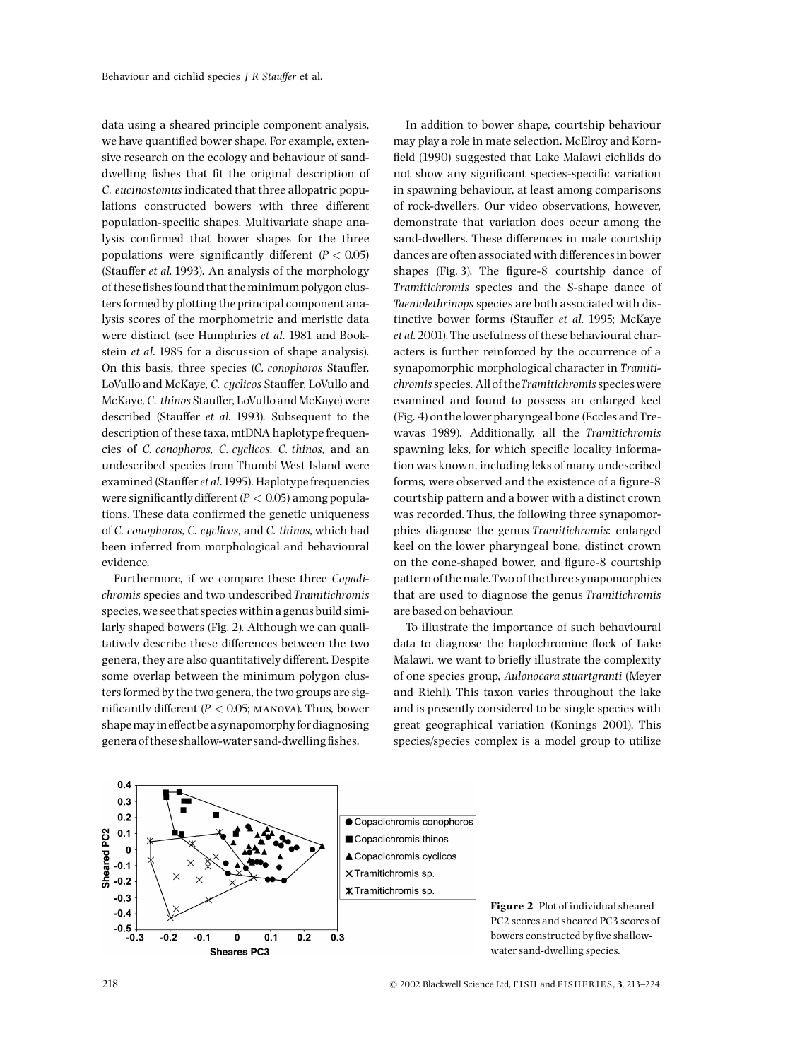data using a sheared principle component analysis, we have quantified bower shape. For example, extensive research on the ecology and behaviour of sand-dwelling fishes that fit the original description of *C. eucinostomus* indicated that three allopatric populations constructed bowers with three different population-specific shapes. Multivariate shape analysis confirmed that bower shapes for the three populations were significantly different ($P < 0.05$) (Stauffer *et al.* 1993). An analysis of the morphology of these fishes found that the minimum polygon clusters formed by plotting the principal component analysis scores of the morphometric and meristic data were distinct (see Humphries *et al.* 1981 and Bookstein *et al.* 1985 for a discussion of shape analysis). On this basis, three species (*C. conophoros* Stauffer, LoVullo and McKaye, *C. cyclicos* Stauffer, LoVullo and McKaye, *C. thinos* Stauffer, LoVullo and McKaye) were described (Stauffer *et al.* 1993). Subsequent to the description of these taxa, mtDNA haplotype frequencies of *C. conophoros*, *C. cyclicos*, *C. thinos*, and an undescribed species from Thumbi West Island were examined (Stauffer *et al.* 1995). Haplotype frequencies were significantly different ($P < 0.05$) among populations. These data confirmed the genetic uniqueness of *C. conophoros*, *C. cyclicos*, and *C. thinos*, which had been inferred from morphological and behavioural evidence.

Furthermore, if we compare these three *Copadichromis* species and two undescribed *Tramitichromis* species, we see that species within a genus build similarly shaped bowers (Fig. 2). Although we can qualitatively describe these differences between the two genera, they are also quantitatively different. Despite some overlap between the minimum polygon clusters formed by the two genera, the two groups are significantly different ($P < 0.05$; MANOVA). Thus, bower shape may in effect be a synapomorphy for diagnosing genera of these shallow-water sand-dwelling fishes.

In addition to bower shape, courtship behaviour may play a role in mate selection. McElroy and Kornfield (1990) suggested that Lake Malawi cichlids do not show any significant species-specific variation in spawning behaviour, at least among comparisons of rock-dwellers. Our video observations, however, demonstrate that variation does occur among the sand-dwellers. These differences in male courtship dances are often associated with differences in bower shapes (Fig. 3). The figure-8 courtship dance of *Tramitichromis* species and the S-shape dance of *Taeniolethrinops* species are both associated with distinctive bower forms (Stauffer *et al.* 1995; McKaye *et al.* 2001). The usefulness of these behavioural characters is further reinforced by the occurrence of a synapomorphic morphological character in *Tramitichromis* species. All of the *Tramitichromis* species were examined and found to possess an enlarged keel (Fig. 4) on the lower pharyngeal bone (Eccles and Trewavas 1989). Additionally, all the *Tramitichromis* spawning leks, for which specific locality information was known, including leks of many undescribed forms, were observed and the existence of a figure-8 courtship pattern and a bower with a distinct crown was recorded. Thus, the following three synapomorphies diagnose the genus *Tramitichromis*: enlarged keel on the lower pharyngeal bone, distinct crown on the cone-shaped bower, and figure-8 courtship pattern of the male. Two of the three synapomorphies that are used to diagnose the genus *Tramitichromis* are based on behaviour.

To illustrate the importance of such behavioural data to diagnose the haplochromine flock of Lake Malawi, we want to briefly illustrate the complexity of one species group, *Aulonocara stuartgranti* (Meyer and Riehl). This taxon varies throughout the lake and is presently considered to be single species with great geographical variation (Konings 2001). This species/species complex is a model group to utilize

Sheared PC2
0.4
0.3
0.2
0.1
0
-0.1
-0.2
-0.3
-0.4
-0.5
-0.3 -0.2 -0.1 0 0.1 0.2 0.3
Sheares PC3
Copadichromis conophoros
Copadichromis thinos
Copadichromis cyclicos
Tramitichromis sp.
Tramitichromis sp.

**Figure 2** Plot of individual sheared PC2 scores and sheared PC3 scores of bowers constructed by five shallow-water sand-dwelling species.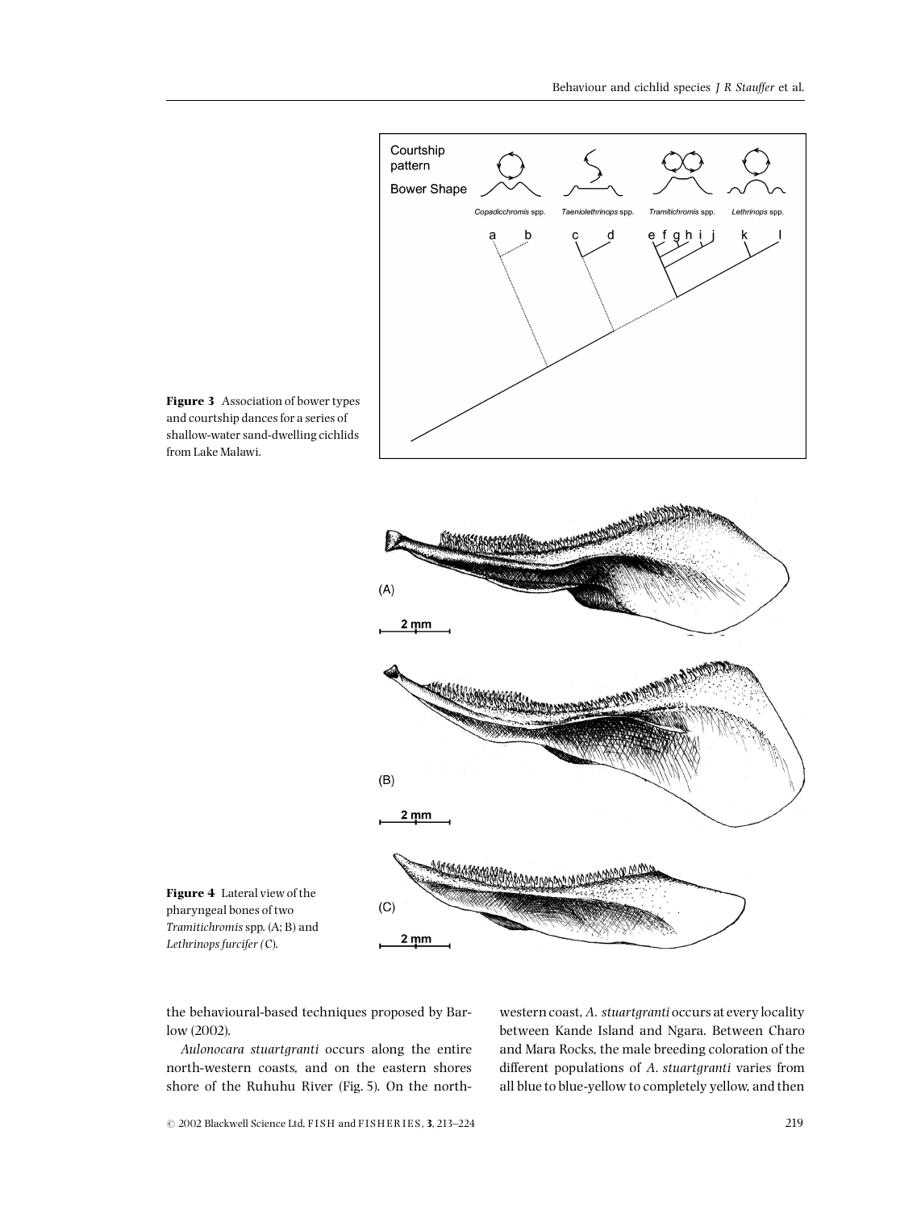Courtship pattern

Bower Shape

*Copadicchromis* spp.

*Taeniolethrinops* spp.

*Tramitichromis* spp.

*Lethrinops* spp.

a b c d e f g h i j k l

**Figure 3** Association of bower types and courtship dances for a series of shallow-water sand-dwelling cichlids from Lake Malawi.

(A)

2 mm

(B)

2 mm

(C)

2 mm

**Figure 4** Lateral view of the pharyngeal bones of two *Tramitichromis* spp. (A; B) and *Lethrinops furcifer* (C).

the behavioural-based techniques proposed by Barlow (2002).

*Aulonocara stuartgranti* occurs along the entire north-western coasts, and on the eastern shores shore of the Ruhuhu River (Fig. 5). On the north-western coast, *A. stuartgranti* occurs at every locality between Kande Island and Ngara. Between Charo and Mara Rocks, the male breeding coloration of the different populations of *A. stuartgranti* varies from all blue to blue-yellow to completely yellow, and then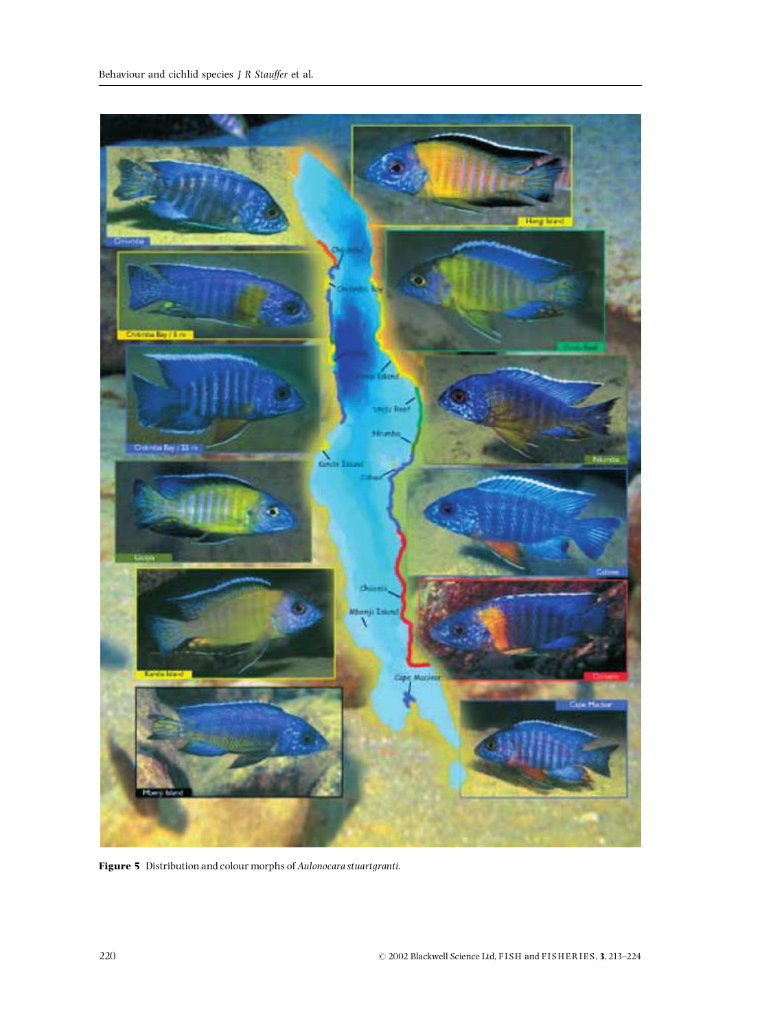Figure 5 Distribution and colour morphs of *Aulonocara stuartgranti*.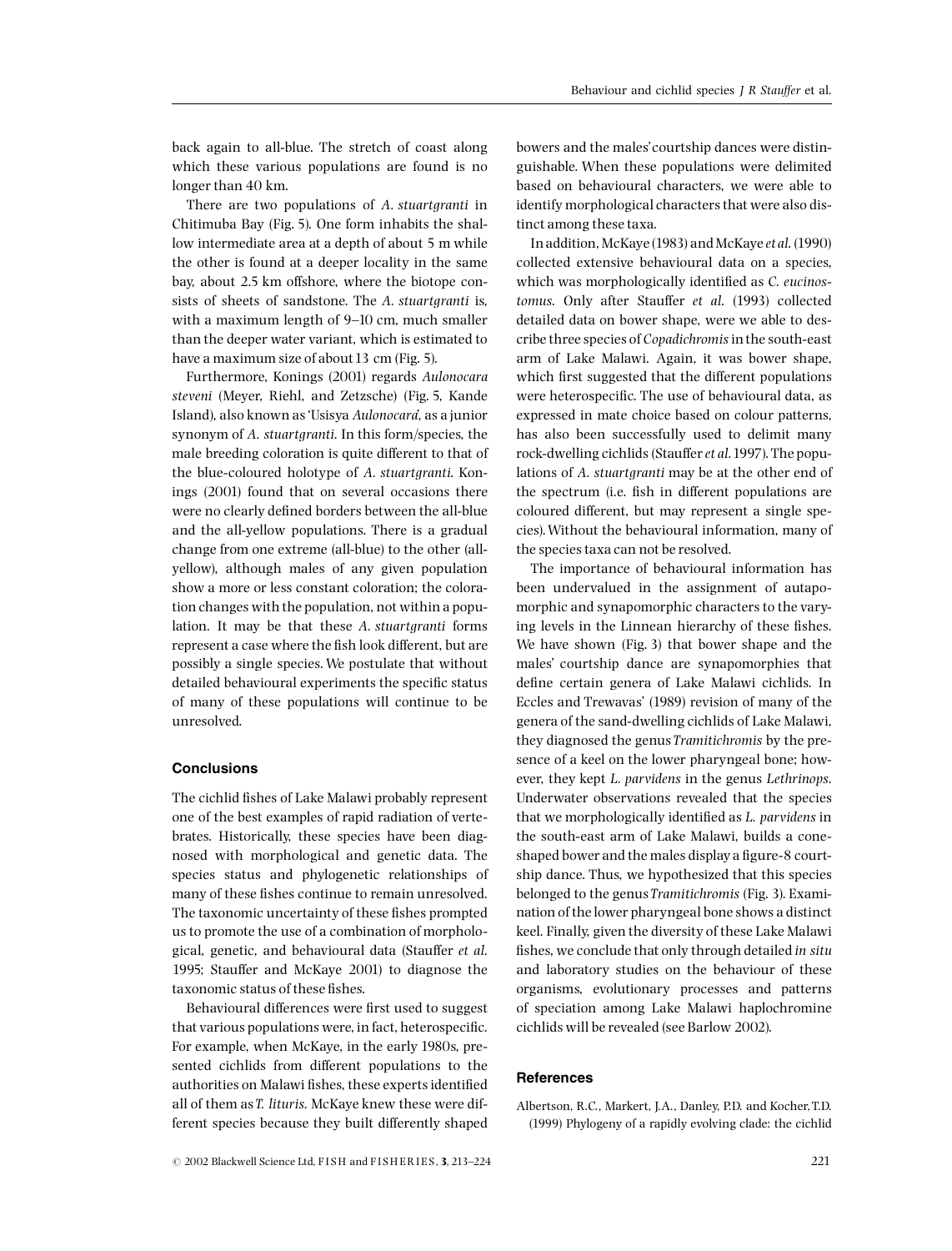back again to all-blue. The stretch of coast along which these various populations are found is no longer than 40 km.

There are two populations of *A. stuartgranti* in Chitimuba Bay (Fig. 5). One form inhabits the shallow intermediate area at a depth of about 5 m while the other is found at a deeper locality in the same bay, about 2.5 km offshore, where the biotope consists of sheets of sandstone. The *A. stuartgranti* is, with a maximum length of 9–10 cm, much smaller than the deeper water variant, which is estimated to have a maximum size of about 13 cm (Fig. 5).

Furthermore, Konings (2001) regards *Aulonocara steveni* (Meyer, Riehl, and Zetzsche) (Fig. 5, Kande Island), also known as 'Usisya *Aulonocara*', as a junior synonym of *A. stuartgranti*. In this form/species, the male breeding coloration is quite different to that of the blue-coloured holotype of *A. stuartgranti*. Konings (2001) found that on several occasions there were no clearly defined borders between the all-blue and the all-yellow populations. There is a gradual change from one extreme (all-blue) to the other (all-yellow), although males of any given population show a more or less constant coloration; the coloration changes with the population, not within a population. It may be that these *A. stuartgranti* forms represent a case where the fish look different, but are possibly a single species. We postulate that without detailed behavioural experiments the specific status of many of these populations will continue to be unresolved.

## Conclusions

The cichlid fishes of Lake Malawi probably represent one of the best examples of rapid radiation of vertebrates. Historically, these species have been diagnosed with morphological and genetic data. The species status and phylogenetic relationships of many of these fishes continue to remain unresolved. The taxonomic uncertainty of these fishes prompted us to promote the use of a combination of morphological, genetic, and behavioural data (Stauffer *et al*. 1995; Stauffer and McKaye 2001) to diagnose the taxonomic status of these fishes.

Behavioural differences were first used to suggest that various populations were, in fact, heterospecific. For example, when McKaye, in the early 1980s, presented cichlids from different populations to the authorities on Malawi fishes, these experts identified all of them as *T. lituris*. McKaye knew these were different species because they built differently shaped bowers and the males' courtship dances were distinguishable. When these populations were delimited based on behavioural characters, we were able to identify morphological characters that were also distinct among these taxa.

In addition, McKaye (1983) and McKaye *et al*. (1990) collected extensive behavioural data on a species, which was morphologically identified as *C. eucinostomus*. Only after Stauffer *et al*. (1993) collected detailed data on bower shape, were we able to describe three species of *Copadichromis* in the south-east arm of Lake Malawi. Again, it was bower shape, which first suggested that the different populations were heterospecific. The use of behavioural data, as expressed in mate choice based on colour patterns, has also been successfully used to delimit many rock-dwelling cichlids (Stauffer *et al*. 1997). The populations of *A. stuartgranti* may be at the other end of the spectrum (i.e. fish in different populations are coloured different, but may represent a single species). Without the behavioural information, many of the species taxa can not be resolved.

The importance of behavioural information has been undervalued in the assignment of autapomorphic and synapomorphic characters to the varying levels in the Linnean hierarchy of these fishes. We have shown (Fig. 3) that bower shape and the males' courtship dance are synapomorphies that define certain genera of Lake Malawi cichlids. In Eccles and Trewavas' (1989) revision of many of the genera of the sand-dwelling cichlids of Lake Malawi, they diagnosed the genus *Tramitichromis* by the presence of a keel on the lower pharyngeal bone; however, they kept *L. parvidens* in the genus *Lethrinops*. Underwater observations revealed that the species that we morphologically identified as *L. parvidens* in the south-east arm of Lake Malawi, builds a cone-shaped bower and the males display a figure-8 courtship dance. Thus, we hypothesized that this species belonged to the genus *Tramitichromis* (Fig. 3). Examination of the lower pharyngeal bone shows a distinct keel. Finally, given the diversity of these Lake Malawi fishes, we conclude that only through detailed *in situ* and laboratory studies on the behaviour of these organisms, evolutionary processes and patterns of speciation among Lake Malawi haplochromine cichlids will be revealed (see Barlow 2002).

## References

Albertson, R.C., Markert, J.A., Danley, P.D. and Kocher, T.D. (1999) Phylogeny of a rapidly evolving clade: the cichlid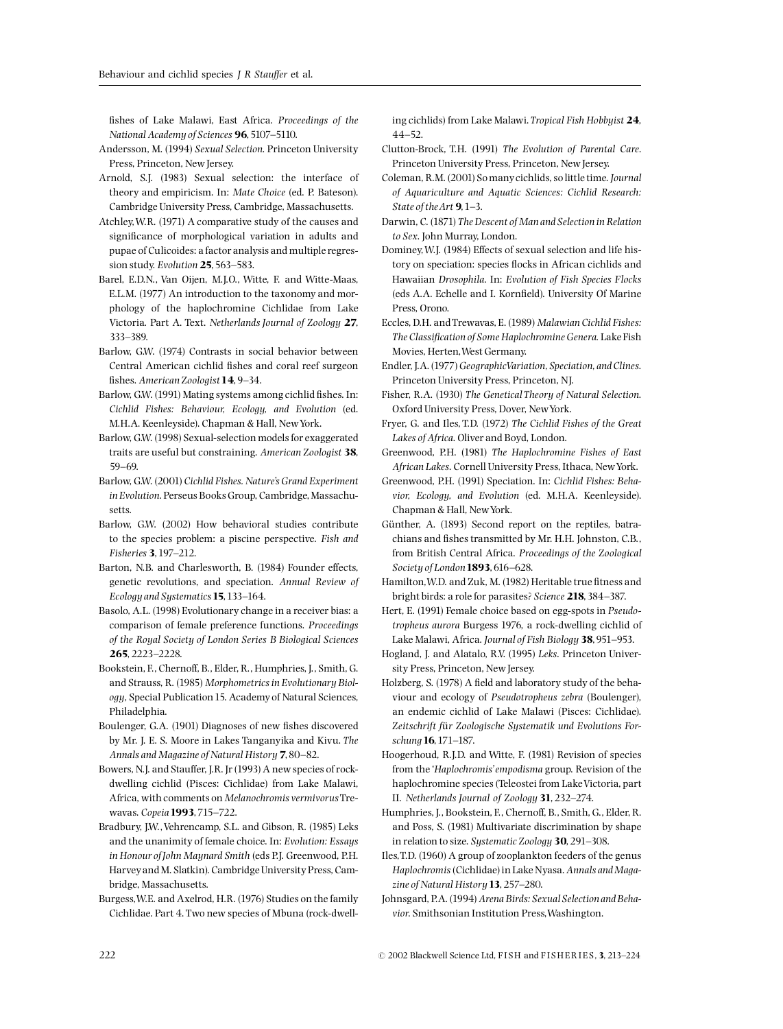fishes of Lake Malawi, East Africa. *Proceedings of the National Academy of Sciences* **96**, 5107–5110.

Andersson, M. (1994) *Sexual Selection*. Princeton University Press, Princeton, New Jersey.

Arnold, S.J. (1983) Sexual selection: the interface of theory and empiricism. In: *Mate Choice* (ed. P. Bateson). Cambridge University Press, Cambridge, Massachusetts.

Atchley, W.R. (1971) A comparative study of the causes and significance of morphological variation in adults and pupae of Culicoides: a factor analysis and multiple regression study. *Evolution* **25**, 563–583.

Barel, E.D.N., Van Oijen, M.J.O., Witte, F. and Witte-Maas, E.L.M. (1977) An introduction to the taxonomy and morphology of the haplochromine Cichlidae from Lake Victoria. Part A. Text. *Netherlands Journal of Zoology* **27**, 333–389.

Barlow, G.W. (1974) Contrasts in social behavior between Central American cichlid fishes and coral reef surgeon fishes. *American Zoologist* **14**, 9–34.

Barlow, G.W. (1991) Mating systems among cichlid fishes. In: *Cichlid Fishes: Behaviour, Ecology, and Evolution* (ed. M.H.A. Keenleyside). Chapman & Hall, New York.

Barlow, G.W. (1998) Sexual-selection models for exaggerated traits are useful but constraining. *American Zoologist* **38**, 59–69.

Barlow, G.W. (2001) *Cichlid Fishes. Nature's Grand Experiment in Evolution*. Perseus Books Group, Cambridge, Massachusetts.

Barlow, G.W. (2002) How behavioral studies contribute to the species problem: a piscine perspective. *Fish and Fisheries* **3**, 197–212.

Barton, N.B. and Charlesworth, B. (1984) Founder effects, genetic revolutions, and speciation. *Annual Review of Ecology and Systematics* **15**, 133–164.

Basolo, A.L. (1998) Evolutionary change in a receiver bias: a comparison of female preference functions. *Proceedings of the Royal Society of London Series B Biological Sciences* **265**, 2223–2228.

Bookstein, F., Chernoff, B., Elder, R., Humphries, J., Smith, G. and Strauss, R. (1985) *Morphometrics in Evolutionary Biology*, Special Publication 15. Academy of Natural Sciences, Philadelphia.

Boulenger, G.A. (1901) Diagnoses of new fishes discovered by Mr. J. E. S. Moore in Lakes Tanganyika and Kivu. *The Annals and Magazine of Natural History* **7**, 80–82.

Bowers, N.J. and Stauffer, J.R. Jr (1993) A new species of rock-dwelling cichlid (Pisces: Cichlidae) from Lake Malawi, Africa, with comments on *Melanochromis vermivorus* Trewavas. *Copeia* **1993**, 715–722.

Bradbury, J.W., Vehrencamp, S.L. and Gibson, R. (1985) Leks and the unanimity of female choice. In: *Evolution: Essays in Honour of John Maynard Smith* (eds P.J. Greenwood, P.H. Harvey and M. Slatkin). Cambridge University Press, Cambridge, Massachusetts.

Burgess, W.E. and Axelrod, H.R. (1976) Studies on the family Cichlidae. Part 4. Two new species of Mbuna (rock-dwelling cichlids) from Lake Malawi. *Tropical Fish Hobbyist* **24**, 44–52.

Clutton-Brock, T.H. (1991) *The Evolution of Parental Care*. Princeton University Press, Princeton, New Jersey.

Coleman, R.M. (2001) So many cichlids, so little time. *Journal of Aquariculture and Aquatic Sciences: Cichlid Research: State of the Art* **9**, 1–3.

Darwin, C. (1871) *The Descent of Man and Selection in Relation to Sex*. John Murray, London.

Dominey, W.J. (1984) Effects of sexual selection and life history on speciation: species flocks in African cichlids and Hawaiian *Drosophila*. In: *Evolution of Fish Species Flocks* (eds A.A. Echelle and I. Kornfield). University Of Marine Press, Orono.

Eccles, D.H. and Trewavas, E. (1989) *Malawian Cichlid Fishes: The Classification of Some Haplochromine Genera*. Lake Fish Movies, Herten, West Germany.

Endler, J.A. (1977) *Geographic Variation, Speciation, and Clines*. Princeton University Press, Princeton, NJ.

Fisher, R.A. (1930) *The Genetical Theory of Natural Selection*. Oxford University Press, Dover, New York.

Fryer, G. and Iles, T.D. (1972) *The Cichlid Fishes of the Great Lakes of Africa*. Oliver and Boyd, London.

Greenwood, P.H. (1981) *The Haplochromine Fishes of East African Lakes*. Cornell University Press, Ithaca, New York.

Greenwood, P.H. (1991) Speciation. In: *Cichlid Fishes: Behavior, Ecology, and Evolution* (ed. M.H.A. Keenleyside). Chapman & Hall, New York.

Günther, A. (1893) Second report on the reptiles, batrachians and fishes transmitted by Mr. H.H. Johnston, C.B., from British Central Africa. *Proceedings of the Zoological Society of London* **1893**, 616–628.

Hamilton, W.D. and Zuk, M. (1982) Heritable true fitness and bright birds: a role for parasites? *Science* **218**, 384–387.

Hert, E. (1991) Female choice based on egg-spots in *Pseudotropheus aurora* Burgess 1976, a rock-dwelling cichlid of Lake Malawi, Africa. *Journal of Fish Biology* **38**, 951–953.

Hogland, J. and Alatalo, R.V. (1995) *Leks*. Princeton University Press, Princeton, New Jersey.

Holzberg, S. (1978) A field and laboratory study of the behaviour and ecology of *Pseudotropheus zebra* (Boulenger), an endemic cichlid of Lake Malawi (Pisces: Cichlidae). *Zeitschrift für Zoologische Systematik und Evolutions Forschung* **16**, 171–187.

Hoogerhoud, R.J.D. and Witte, F. (1981) Revision of species from the '*Haplochromis*' *empodisma* group. Revision of the haplochromine species (Teleostei from Lake Victoria, part II. *Netherlands Journal of Zoology* **31**, 232–274.

Humphries, J., Bookstein, F., Chernoff, B., Smith, G., Elder, R. and Poss, S. (1981) Multivariate discrimination by shape in relation to size. *Systematic Zoology* **30**, 291–308.

Iles, T.D. (1960) A group of zooplankton feeders of the genus *Haplochromis* (Cichlidae) in Lake Nyasa. *Annals and Magazine of Natural History* **13**, 257–280.

Johnsgard, P.A. (1994) *Arena Birds: Sexual Selection and Behavior*. Smithsonian Institution Press, Washington.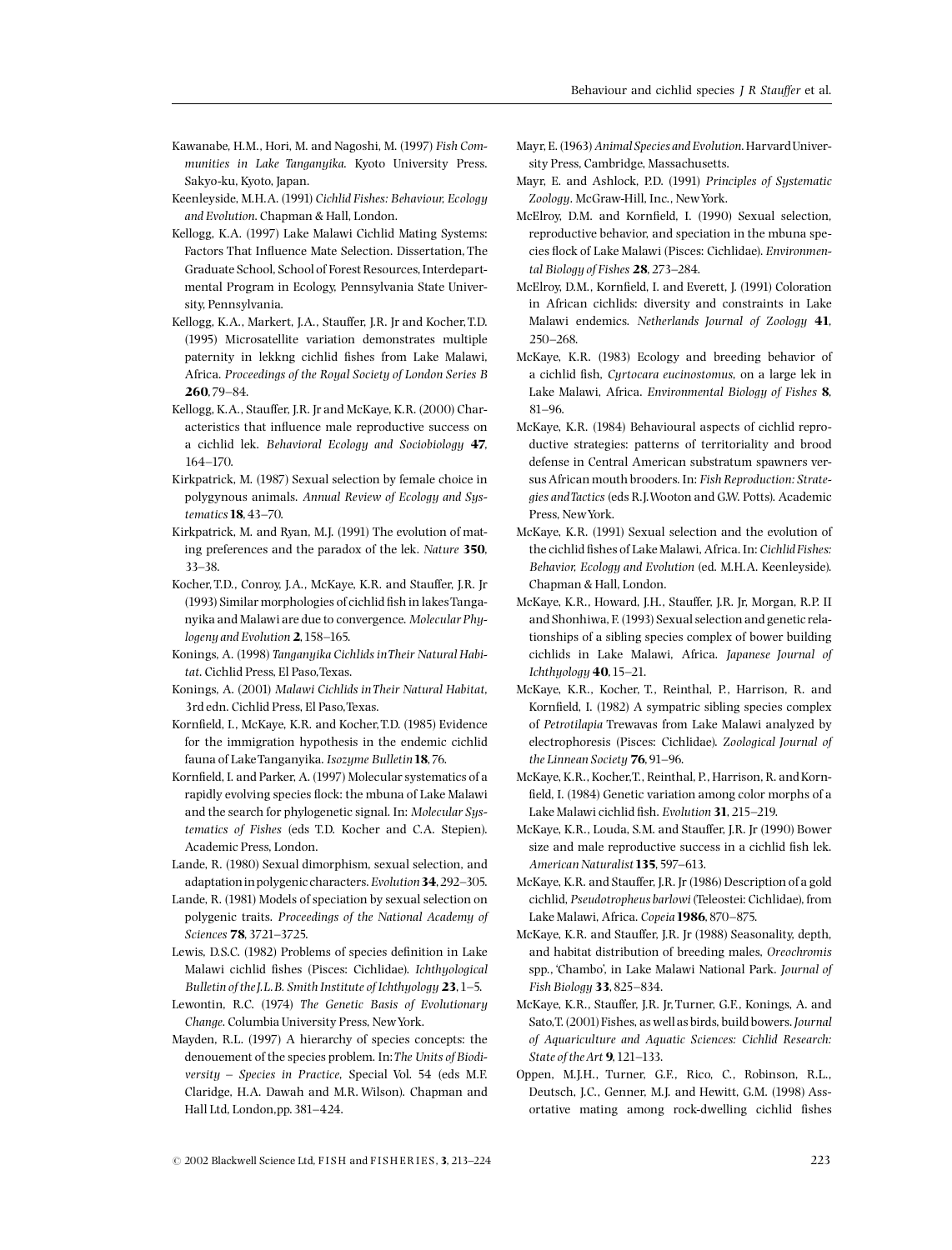Kawanabe, H.M., Hori, M. and Nagoshi, M. (1997) *Fish Communities in Lake Tanganyika*. Kyoto University Press. Sakyo-ku, Kyoto, Japan.

Keenleyside, M.H.A. (1991) *Cichlid Fishes: Behaviour, Ecology and Evolution*. Chapman & Hall, London.

Kellogg, K.A. (1997) Lake Malawi Cichlid Mating Systems: Factors That Influence Mate Selection. Dissertation, The Graduate School, School of Forest Resources, Interdepartmental Program in Ecology, Pennsylvania State University, Pennsylvania.

Kellogg, K.A., Markert, J.A., Stauffer, J.R. Jr and Kocher, T.D. (1995) Microsatellite variation demonstrates multiple paternity in lekkng cichlid fishes from Lake Malawi, Africa. *Proceedings of the Royal Society of London Series B* **260**, 79–84.

Kellogg, K.A., Stauffer, J.R. Jr and McKaye, K.R. (2000) Characteristics that influence male reproductive success on a cichlid lek. *Behavioral Ecology and Sociobiology* **47**, 164–170.

Kirkpatrick, M. (1987) Sexual selection by female choice in polygynous animals. *Annual Review of Ecology and Systematics* **18**, 43–70.

Kirkpatrick, M. and Ryan, M.J. (1991) The evolution of mating preferences and the paradox of the lek. *Nature* **350**, 33–38.

Kocher, T.D., Conroy, J.A., McKaye, K.R. and Stauffer, J.R. Jr (1993) Similar morphologies of cichlid fish in lakes Tanganyika and Malawi are due to convergence. *Molecular Phylogeny and Evolution* **2**, 158–165.

Konings, A. (1998) *Tanganyika Cichlids in Their Natural Habitat*. Cichlid Press, El Paso, Texas.

Konings, A. (2001) *Malawi Cichlids in Their Natural Habitat*, 3rd edn. Cichlid Press, El Paso, Texas.

Kornfield, I., McKaye, K.R. and Kocher, T.D. (1985) Evidence for the immigration hypothesis in the endemic cichlid fauna of Lake Tanganyika. *Isozyme Bulletin* **18**, 76.

Kornfield, I. and Parker, A. (1997) Molecular systematics of a rapidly evolving species flock: the mbuna of Lake Malawi and the search for phylogenetic signal. In: *Molecular Systematics of Fishes* (eds T.D. Kocher and C.A. Stepien). Academic Press, London.

Lande, R. (1980) Sexual dimorphism, sexual selection, and adaptation in polygenic characters. *Evolution* **34**, 292–305.

Lande, R. (1981) Models of speciation by sexual selection on polygenic traits. *Proceedings of the National Academy of Sciences* **78**, 3721–3725.

Lewis, D.S.C. (1982) Problems of species definition in Lake Malawi cichlid fishes (Pisces: Cichlidae). *Ichthyological Bulletin of the J.L.B. Smith Institute of Ichthyology* **23**, 1–5.

Lewontin, R.C. (1974) *The Genetic Basis of Evolutionary Change*. Columbia University Press, New York.

Mayden, R.L. (1997) A hierarchy of species concepts: the denouement of the species problem. In: *The Units of Biodiversity – Species in Practice*, Special Vol. 54 (eds M.F. Claridge, H.A. Dawah and M.R. Wilson). Chapman and Hall Ltd, London, pp. 381–424.

Mayr, E. (1963) *Animal Species and Evolution*. Harvard University Press, Cambridge, Massachusetts.

Mayr, E. and Ashlock, P.D. (1991) *Principles of Systematic Zoology*. McGraw-Hill, Inc., New York.

McElroy, D.M. and Kornfield, I. (1990) Sexual selection, reproductive behavior, and speciation in the mbuna species flock of Lake Malawi (Pisces: Cichlidae). *Environmental Biology of Fishes* **28**, 273–284.

McElroy, D.M., Kornfield, I. and Everett, J. (1991) Coloration in African cichlids: diversity and constraints in Lake Malawi endemics. *Netherlands Journal of Zoology* **41**, 250–268.

McKaye, K.R. (1983) Ecology and breeding behavior of a cichlid fish, *Cyrtocara eucinostomus*, on a large lek in Lake Malawi, Africa. *Environmental Biology of Fishes* **8**, 81–96.

McKaye, K.R. (1984) Behavioural aspects of cichlid reproductive strategies: patterns of territoriality and brood defense in Central American substratum spawners versus African mouth brooders. In: *Fish Reproduction: Strategies and Tactics* (eds R.J. Wooton and G.W. Potts). Academic Press, New York.

McKaye, K.R. (1991) Sexual selection and the evolution of the cichlid fishes of Lake Malawi, Africa. In: *Cichlid Fishes: Behavior, Ecology and Evolution* (ed. M.H.A. Keenleyside). Chapman & Hall, London.

McKaye, K.R., Howard, J.H., Stauffer, J.R. Jr, Morgan, R.P. II and Shonhiwa, F. (1993) Sexual selection and genetic relationships of a sibling species complex of bower building cichlids in Lake Malawi, Africa. *Japanese Journal of Ichthyology* **40**, 15–21.

McKaye, K.R., Kocher, T., Reinthal, P., Harrison, R. and Kornfield, I. (1982) A sympatric sibling species complex of *Petrotilapia* Trewavas from Lake Malawi analyzed by electrophoresis (Pisces: Cichlidae). *Zoological Journal of the Linnean Society* **76**, 91–96.

McKaye, K.R., Kocher, T., Reinthal, P., Harrison, R. and Kornfield, I. (1984) Genetic variation among color morphs of a Lake Malawi cichlid fish. *Evolution* **31**, 215–219.

McKaye, K.R., Louda, S.M. and Stauffer, J.R. Jr (1990) Bower size and male reproductive success in a cichlid fish lek. *American Naturalist* **135**, 597–613.

McKaye, K.R. and Stauffer, J.R. Jr (1986) Description of a gold cichlid, *Pseudotropheus barlowi* (Teleostei: Cichlidae), from Lake Malawi, Africa. *Copeia* **1986**, 870–875.

McKaye, K.R. and Stauffer, J.R. Jr (1988) Seasonality, depth, and habitat distribution of breeding males, *Oreochromis* spp., 'Chambo', in Lake Malawi National Park. *Journal of Fish Biology* **33**, 825–834.

McKaye, K.R., Stauffer, J.R. Jr, Turner, G.F., Konings, A. and Sato, T. (2001) Fishes, as well as birds, build bowers. *Journal of Aquariculture and Aquatic Sciences: Cichlid Research: State of the Art* **9**, 121–133.

Oppen, M.J.H., Turner, G.F., Rico, C., Robinson, R.L., Deutsch, J.C., Genner, M.J. and Hewitt, G.M. (1998) Assortative mating among rock-dwelling cichlid fishes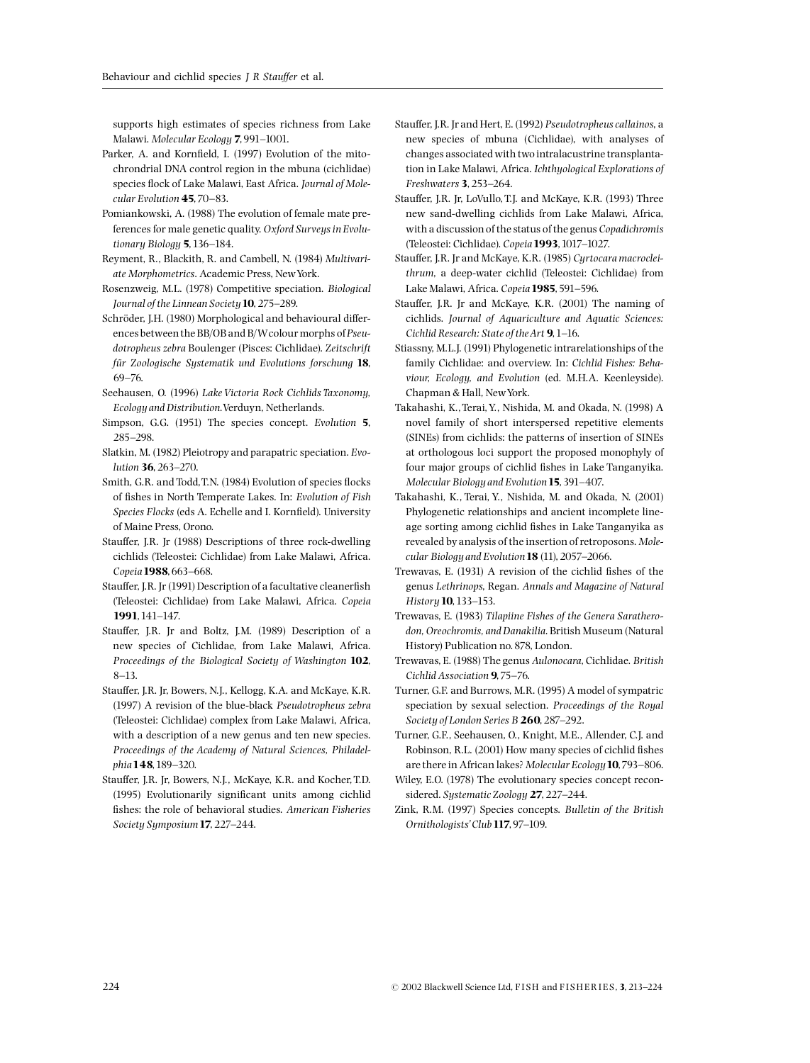supports high estimates of species richness from Lake Malawi. *Molecular Ecology* **7**, 991–1001.

Parker, A. and Kornfield, I. (1997) Evolution of the mitochrondrial DNA control region in the mbuna (cichlidae) species flock of Lake Malawi, East Africa. *Journal of Molecular Evolution* **45**, 70–83.

Pomiankowski, A. (1988) The evolution of female mate preferences for male genetic quality. *Oxford Surveys in Evolutionary Biology* **5**, 136–184.

Reyment, R., Blackith, R. and Cambell, N. (1984) *Multivariate Morphometrics*. Academic Press, New York.

Rosenzweig, M.L. (1978) Competitive speciation. *Biological Journal of the Linnean Society* **10**, 275–289.

Schröder, J.H. (1980) Morphological and behavioural differences between the BB/OB and B/W colour morphs of *Pseudotropheus zebra* Boulenger (Pisces: Cichlidae). *Zeitschrift für Zoologische Systematik und Evolutions forschung* **18**, 69–76.

Seehausen, O. (1996) *Lake Victoria Rock Cichlids Taxonomy, Ecology and Distribution*. Verduyn, Netherlands.

Simpson, G.G. (1951) The species concept. *Evolution* **5**, 285–298.

Slatkin, M. (1982) Pleiotropy and parapatric speciation. *Evolution* **36**, 263–270.

Smith, G.R. and Todd, T.N. (1984) Evolution of species flocks of fishes in North Temperate Lakes. In: *Evolution of Fish Species Flocks* (eds A. Echelle and I. Kornfield). University of Maine Press, Orono.

Stauffer, J.R. Jr (1988) Descriptions of three rock-dwelling cichlids (Teleostei: Cichlidae) from Lake Malawi, Africa. *Copeia* **1988**, 663–668.

Stauffer, J.R. Jr (1991) Description of a facultative cleanerfish (Teleostei: Cichlidae) from Lake Malawi, Africa. *Copeia* **1991**, 141–147.

Stauffer, J.R. Jr and Boltz, J.M. (1989) Description of a new species of Cichlidae, from Lake Malawi, Africa. *Proceedings of the Biological Society of Washington* **102**, 8–13.

Stauffer, J.R. Jr, Bowers, N.J., Kellogg, K.A. and McKaye, K.R. (1997) A revision of the blue-black *Pseudotropheus zebra* (Teleostei: Cichlidae) complex from Lake Malawi, Africa, with a description of a new genus and ten new species. *Proceedings of the Academy of Natural Sciences, Philadelphia* **148**, 189–320.

Stauffer, J.R. Jr, Bowers, N.J., McKaye, K.R. and Kocher, T.D. (1995) Evolutionarily significant units among cichlid fishes: the role of behavioral studies. *American Fisheries Society Symposium* **17**, 227–244.

Stauffer, J.R. Jr and Hert, E. (1992) *Pseudotropheus callainos*, a new species of mbuna (Cichlidae), with analyses of changes associated with two intralacustrine transplantation in Lake Malawi, Africa. *Ichthyological Explorations of Freshwaters* **3**, 253–264.

Stauffer, J.R. Jr, LoVullo, T.J. and McKaye, K.R. (1993) Three new sand-dwelling cichlids from Lake Malawi, Africa, with a discussion of the status of the genus *Copadichromis* (Teleostei: Cichlidae). *Copeia* **1993**, 1017–1027.

Stauffer, J.R. Jr and McKaye, K.R. (1985) *Cyrtocara macrocleithrum*, a deep-water cichlid (Teleostei: Cichlidae) from Lake Malawi, Africa. *Copeia* **1985**, 591–596.

Stauffer, J.R. Jr and McKaye, K.R. (2001) The naming of cichlids. *Journal of Aquariculture and Aquatic Sciences: Cichlid Research: State of the Art* **9**, 1–16.

Stiassny, M.L.J. (1991) Phylogenetic intrarelationships of the family Cichlidae: and overview. In: *Cichlid Fishes: Behaviour, Ecology, and Evolution* (ed. M.H.A. Keenleyside). Chapman & Hall, New York.

Takahashi, K., Terai, Y., Nishida, M. and Okada, N. (1998) A novel family of short interspersed repetitive elements (SINEs) from cichlids: the patterns of insertion of SINEs at orthologous loci support the proposed monophyly of four major groups of cichlid fishes in Lake Tanganyika. *Molecular Biology and Evolution* **15**, 391–407.

Takahashi, K., Terai, Y., Nishida, M. and Okada, N. (2001) Phylogenetic relationships and ancient incomplete lineage sorting among cichlid fishes in Lake Tanganyika as revealed by analysis of the insertion of retroposons. *Molecular Biology and Evolution* **18** (11), 2057–2066.

Trewavas, E. (1931) A revision of the cichlid fishes of the genus *Lethrinops*, Regan. *Annals and Magazine of Natural History* **10**, 133–153.

Trewavas, E. (1983) *Tilapiine Fishes of the Genera Saratherodon, Oreochromis, and Danakilia*. British Museum (Natural History) Publication no. 878, London.

Trewavas, E. (1988) The genus *Aulonocara*, Cichlidae. *British Cichlid Association* **9**, 75–76.

Turner, G.F. and Burrows, M.R. (1995) A model of sympatric speciation by sexual selection. *Proceedings of the Royal Society of London Series B* **260**, 287–292.

Turner, G.F., Seehausen, O., Knight, M.E., Allender, C.J. and Robinson, R.L. (2001) How many species of cichlid fishes are there in African lakes? *Molecular Ecology* **10**, 793–806.

Wiley, E.O. (1978) The evolutionary species concept reconsidered. *Systematic Zoology* **27**, 227–244.

Zink, R.M. (1997) Species concepts. *Bulletin of the British Ornithologists' Club* **117**, 97–109.